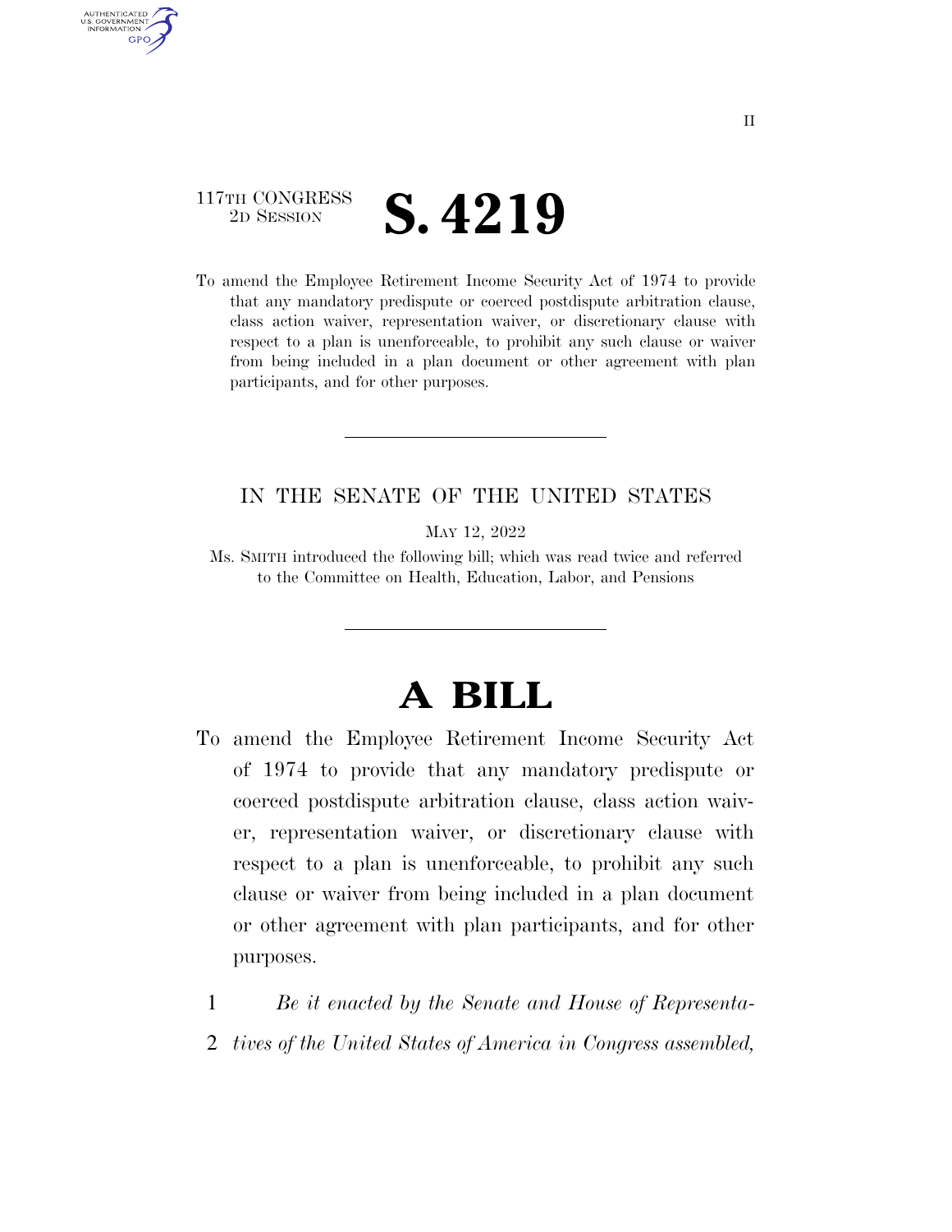II

117TH CONGRESS
2D SESSION

# S. 4219

To amend the Employee Retirement Income Security Act of 1974 to provide that any mandatory predispute or coerced postdispute arbitration clause, class action waiver, representation waiver, or discretionary clause with respect to a plan is unenforceable, to prohibit any such clause or waiver from being included in a plan document or other agreement with plan participants, and for other purposes.

---

IN THE SENATE OF THE UNITED STATES

MAY 12, 2022

Ms. SMITH introduced the following bill; which was read twice and referred to the Committee on Health, Education, Labor, and Pensions

---

# A BILL

To amend the Employee Retirement Income Security Act of 1974 to provide that any mandatory predispute or coerced postdispute arbitration clause, class action waiver, representation waiver, or discretionary clause with respect to a plan is unenforceable, to prohibit any such clause or waiver from being included in a plan document or other agreement with plan participants, and for other purposes.

1 *Be it enacted by the Senate and House of Representa-*
2 *tives of the United States of America in Congress assembled,*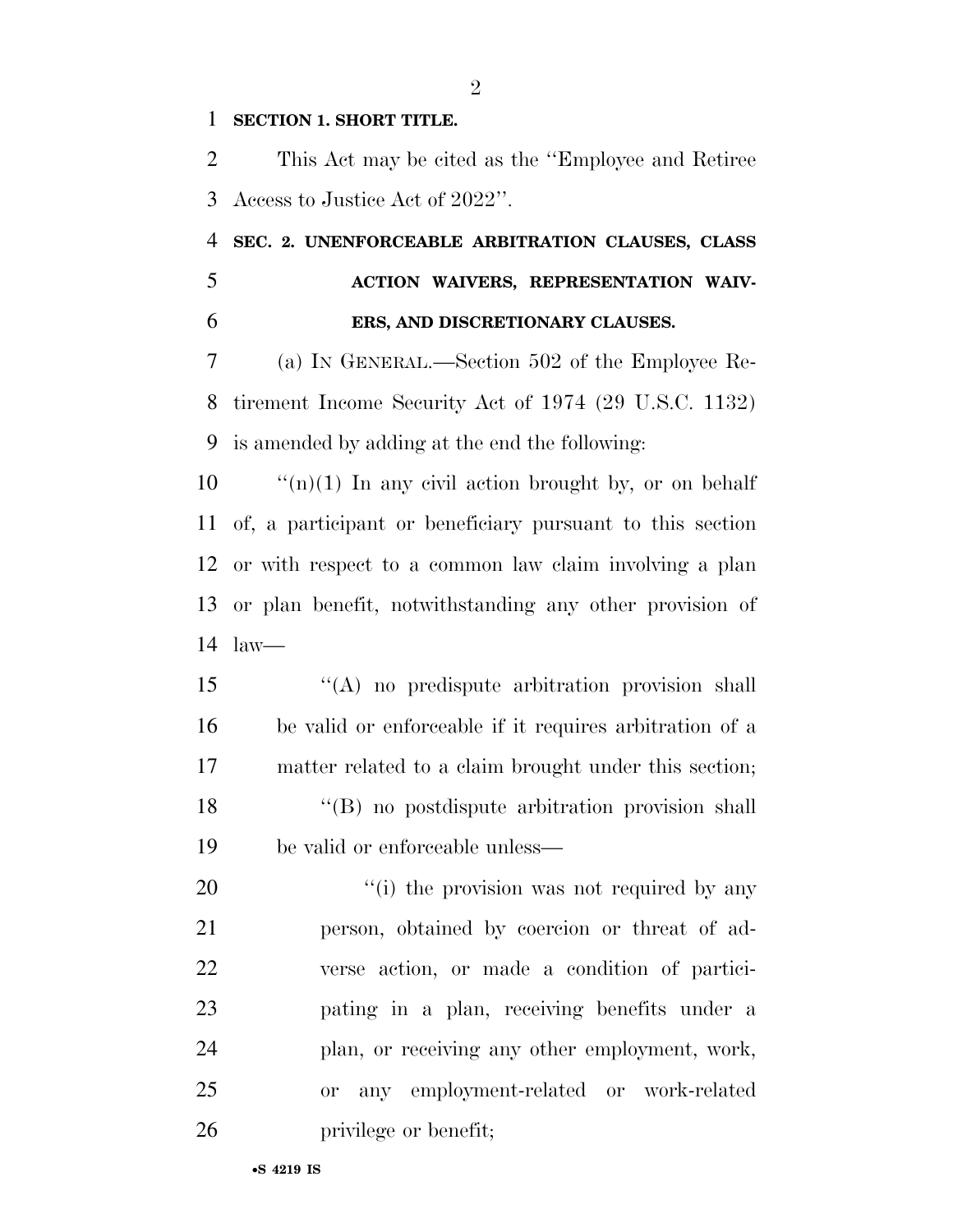**SECTION 1. SHORT TITLE.**

This Act may be cited as the ''Employee and Retiree Access to Justice Act of 2022''.

**SEC. 2. UNENFORCEABLE ARBITRATION CLAUSES, CLASS ACTION WAIVERS, REPRESENTATION WAIVERS, AND DISCRETIONARY CLAUSES.**

(a) IN GENERAL.—Section 502 of the Employee Retirement Income Security Act of 1974 (29 U.S.C. 1132) is amended by adding at the end the following:

''(n)(1) In any civil action brought by, or on behalf of, a participant or beneficiary pursuant to this section or with respect to a common law claim involving a plan or plan benefit, notwithstanding any other provision of law—

''(A) no predispute arbitration provision shall be valid or enforceable if it requires arbitration of a matter related to a claim brought under this section;

''(B) no postdispute arbitration provision shall be valid or enforceable unless—

''(i) the provision was not required by any person, obtained by coercion or threat of adverse action, or made a condition of participating in a plan, receiving benefits under a plan, or receiving any other employment, work, or any employment-related or work-related privilege or benefit;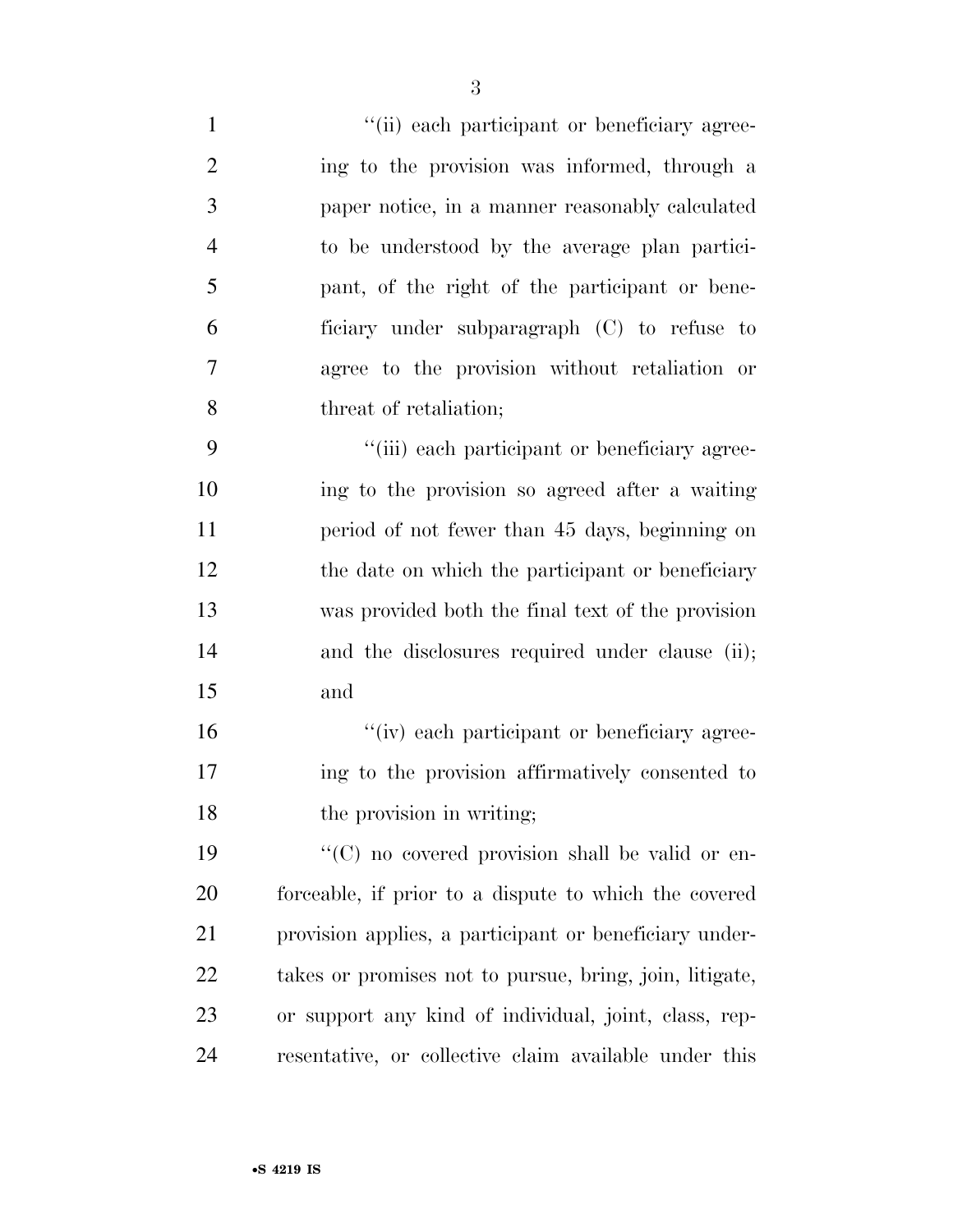"(ii) each participant or beneficiary agreeing to the provision was informed, through a paper notice, in a manner reasonably calculated to be understood by the average plan participant, of the right of the participant or beneficiary under subparagraph (C) to refuse to agree to the provision without retaliation or threat of retaliation;

"(iii) each participant or beneficiary agreeing to the provision so agreed after a waiting period of not fewer than 45 days, beginning on the date on which the participant or beneficiary was provided both the final text of the provision and the disclosures required under clause (ii); and

"(iv) each participant or beneficiary agreeing to the provision affirmatively consented to the provision in writing;

"(C) no covered provision shall be valid or enforceable, if prior to a dispute to which the covered provision applies, a participant or beneficiary undertakes or promises not to pursue, bring, join, litigate, or support any kind of individual, joint, class, representative, or collective claim available under this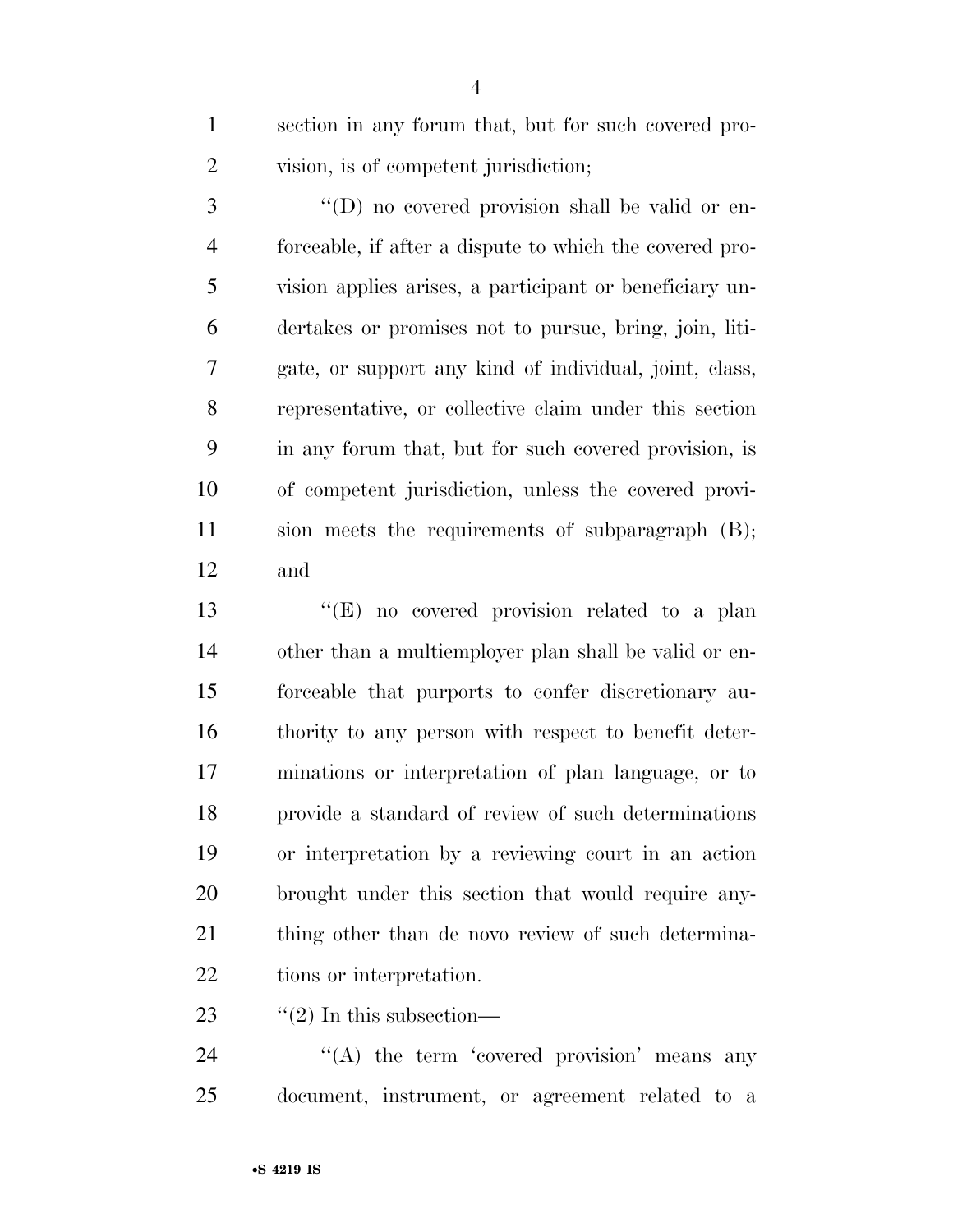section in any forum that, but for such covered provision, is of competent jurisdiction;

''(D) no covered provision shall be valid or enforceable, if after a dispute to which the covered provision applies arises, a participant or beneficiary undertakes or promises not to pursue, bring, join, litigate, or support any kind of individual, joint, class, representative, or collective claim under this section in any forum that, but for such covered provision, is of competent jurisdiction, unless the covered provision meets the requirements of subparagraph (B); and

''(E) no covered provision related to a plan other than a multiemployer plan shall be valid or enforceable that purports to confer discretionary authority to any person with respect to benefit determinations or interpretation of plan language, or to provide a standard of review of such determinations or interpretation by a reviewing court in an action brought under this section that would require anything other than de novo review of such determinations or interpretation.

''(2) In this subsection—

''(A) the term 'covered provision' means any document, instrument, or agreement related to a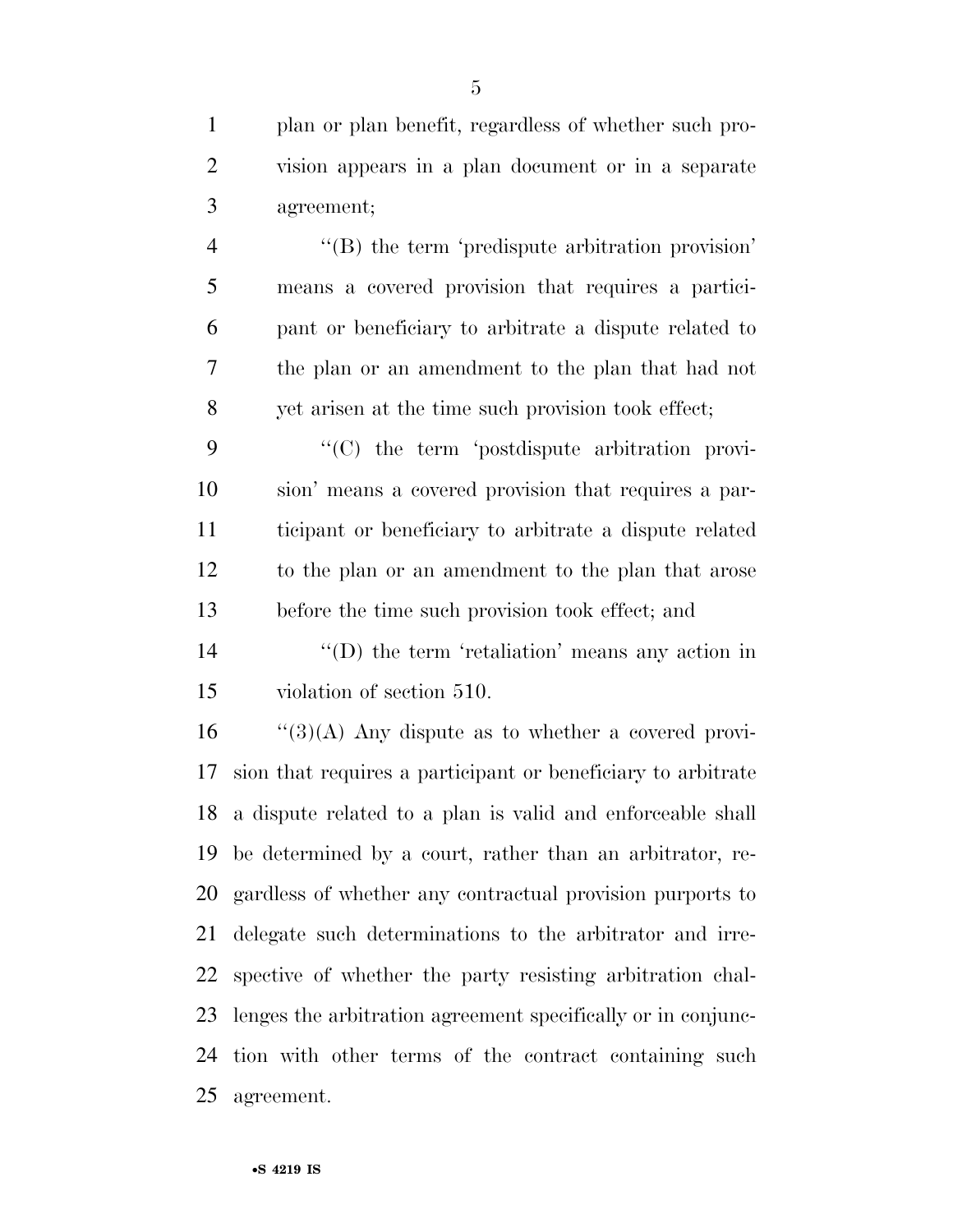plan or plan benefit, regardless of whether such provision appears in a plan document or in a separate agreement;

''(B) the term 'predispute arbitration provision' means a covered provision that requires a participant or beneficiary to arbitrate a dispute related to the plan or an amendment to the plan that had not yet arisen at the time such provision took effect;

''(C) the term 'postdispute arbitration provision' means a covered provision that requires a participant or beneficiary to arbitrate a dispute related to the plan or an amendment to the plan that arose before the time such provision took effect; and

''(D) the term 'retaliation' means any action in violation of section 510.

''(3)(A) Any dispute as to whether a covered provision that requires a participant or beneficiary to arbitrate a dispute related to a plan is valid and enforceable shall be determined by a court, rather than an arbitrator, regardless of whether any contractual provision purports to delegate such determinations to the arbitrator and irrespective of whether the party resisting arbitration challenges the arbitration agreement specifically or in conjunction with other terms of the contract containing such agreement.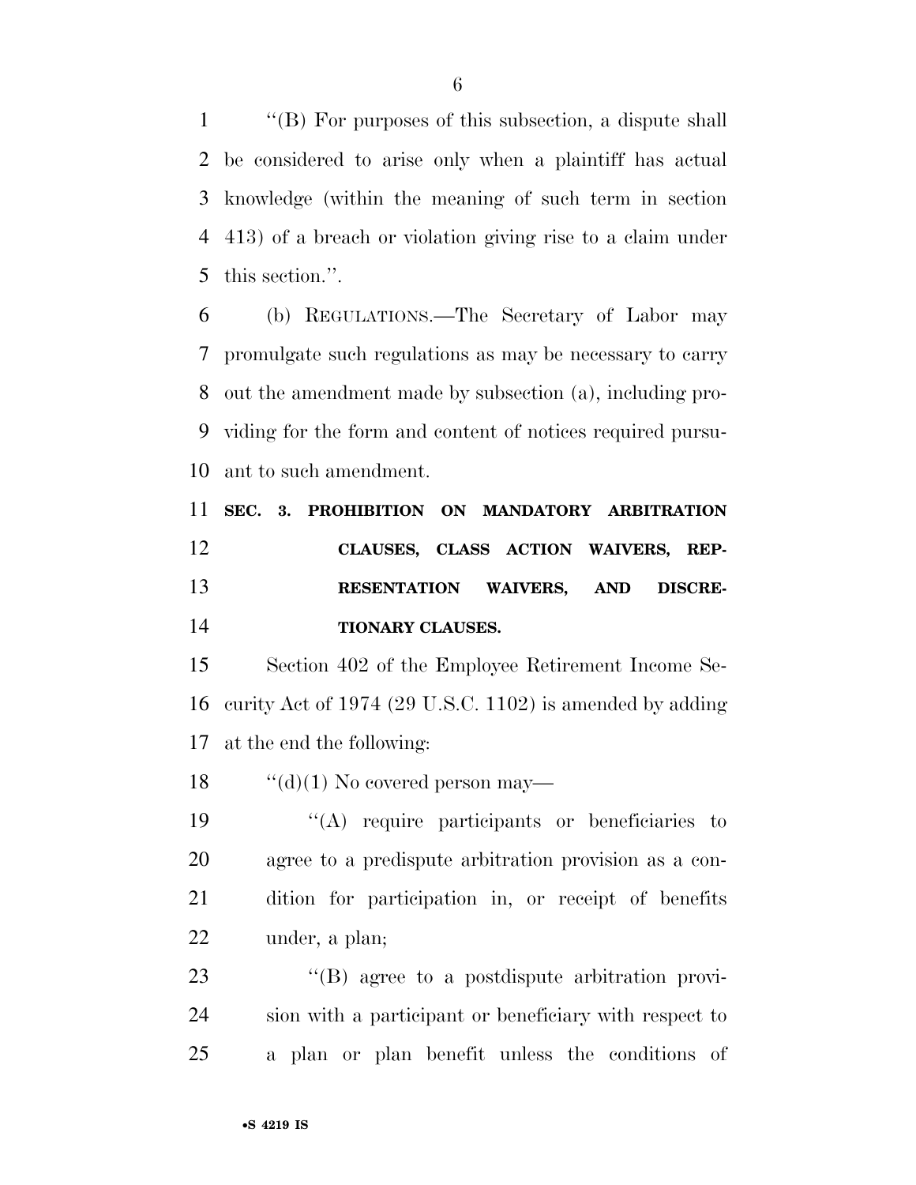''(B) For purposes of this subsection, a dispute shall be considered to arise only when a plaintiff has actual knowledge (within the meaning of such term in section 413) of a breach or violation giving rise to a claim under this section.''.

(b) REGULATIONS.—The Secretary of Labor may promulgate such regulations as may be necessary to carry out the amendment made by subsection (a), including providing for the form and content of notices required pursuant to such amendment.

**SEC. 3. PROHIBITION ON MANDATORY ARBITRATION CLAUSES, CLASS ACTION WAIVERS, REPRESENTATION WAIVERS, AND DISCRETIONARY CLAUSES.**

Section 402 of the Employee Retirement Income Security Act of 1974 (29 U.S.C. 1102) is amended by adding at the end the following:

''(d)(1) No covered person may—

''(A) require participants or beneficiaries to agree to a predispute arbitration provision as a condition for participation in, or receipt of benefits under, a plan;

''(B) agree to a postdispute arbitration provision with a participant or beneficiary with respect to a plan or plan benefit unless the conditions of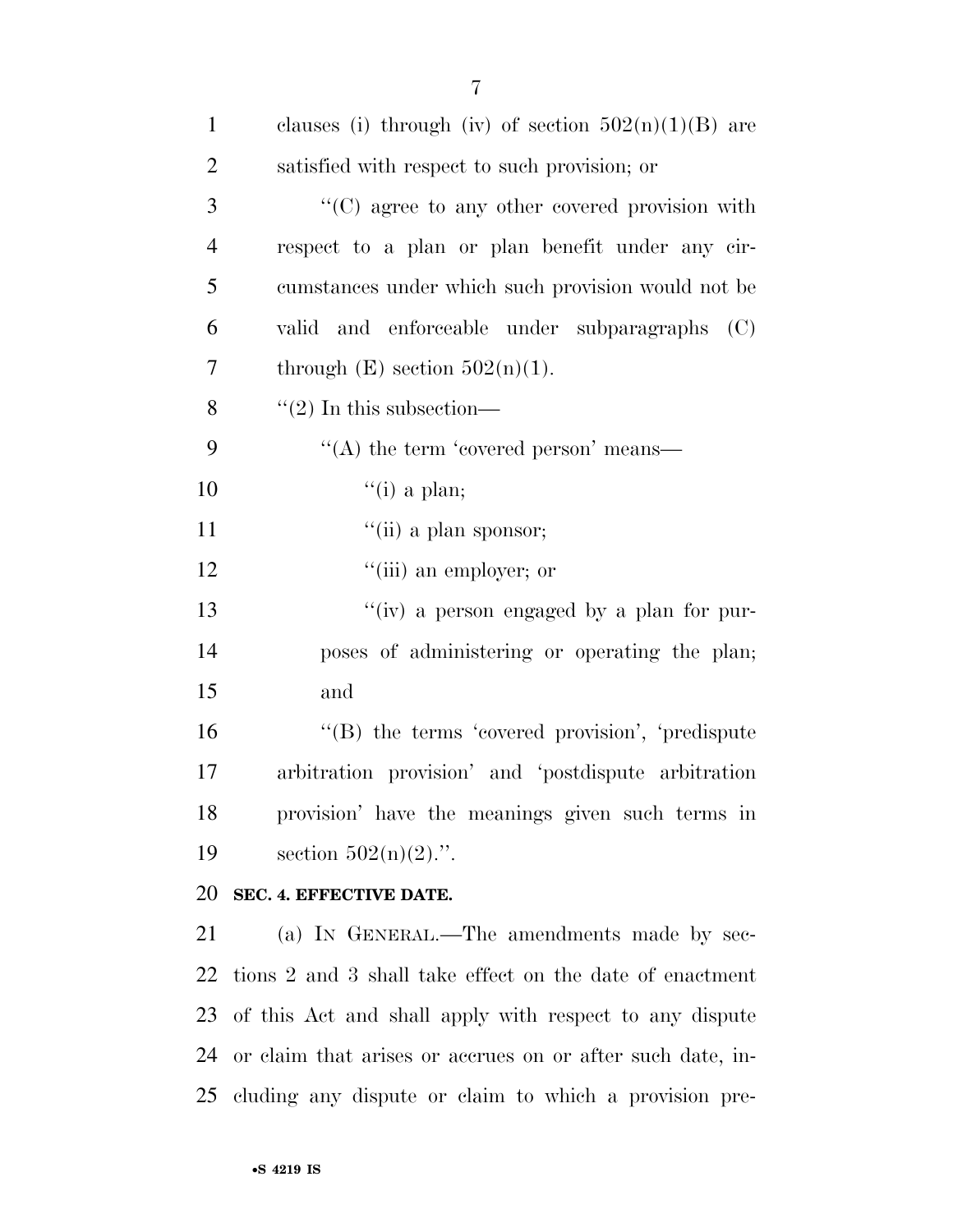clauses (i) through (iv) of section 502(n)(1)(B) are satisfied with respect to such provision; or

''(C) agree to any other covered provision with respect to a plan or plan benefit under any circumstances under which such provision would not be valid and enforceable under subparagraphs (C) through (E) section 502(n)(1).

''(2) In this subsection—

''(A) the term 'covered person' means—

''(i) a plan;

''(ii) a plan sponsor;

''(iii) an employer; or

''(iv) a person engaged by a plan for purposes of administering or operating the plan; and

''(B) the terms 'covered provision', 'predispute arbitration provision' and 'postdispute arbitration provision' have the meanings given such terms in section 502(n)(2).''.

**SEC. 4. EFFECTIVE DATE.**

(a) IN GENERAL.—The amendments made by sections 2 and 3 shall take effect on the date of enactment of this Act and shall apply with respect to any dispute or claim that arises or accrues on or after such date, including any dispute or claim to which a provision pre-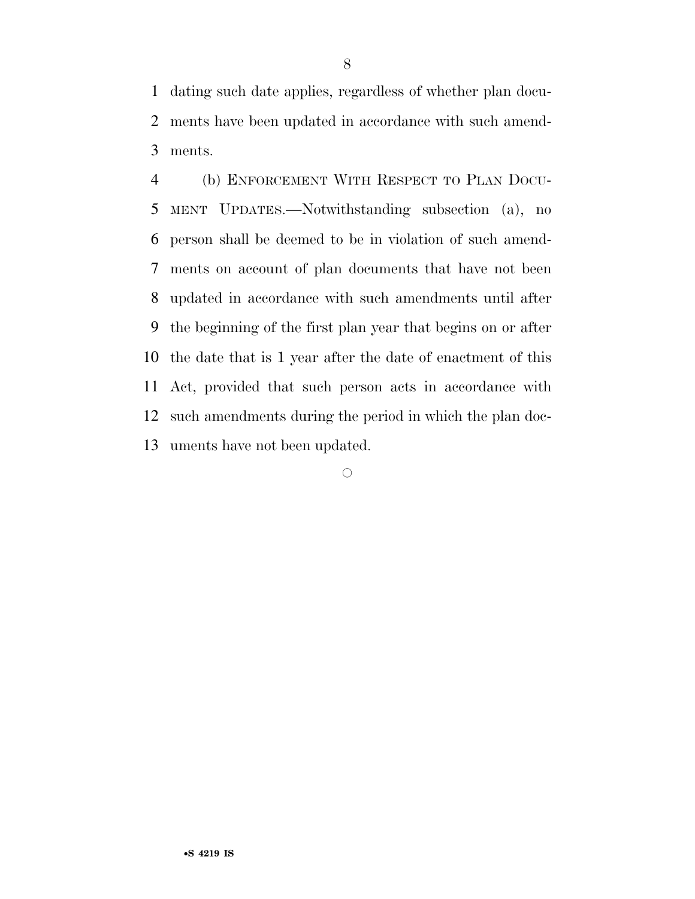dating such date applies, regardless of whether plan documents have been updated in accordance with such amendments.

(b) ENFORCEMENT WITH RESPECT TO PLAN DOCUMENT UPDATES.—Notwithstanding subsection (a), no person shall be deemed to be in violation of such amendments on account of plan documents that have not been updated in accordance with such amendments until after the beginning of the first plan year that begins on or after the date that is 1 year after the date of enactment of this Act, provided that such person acts in accordance with such amendments during the period in which the plan documents have not been updated.